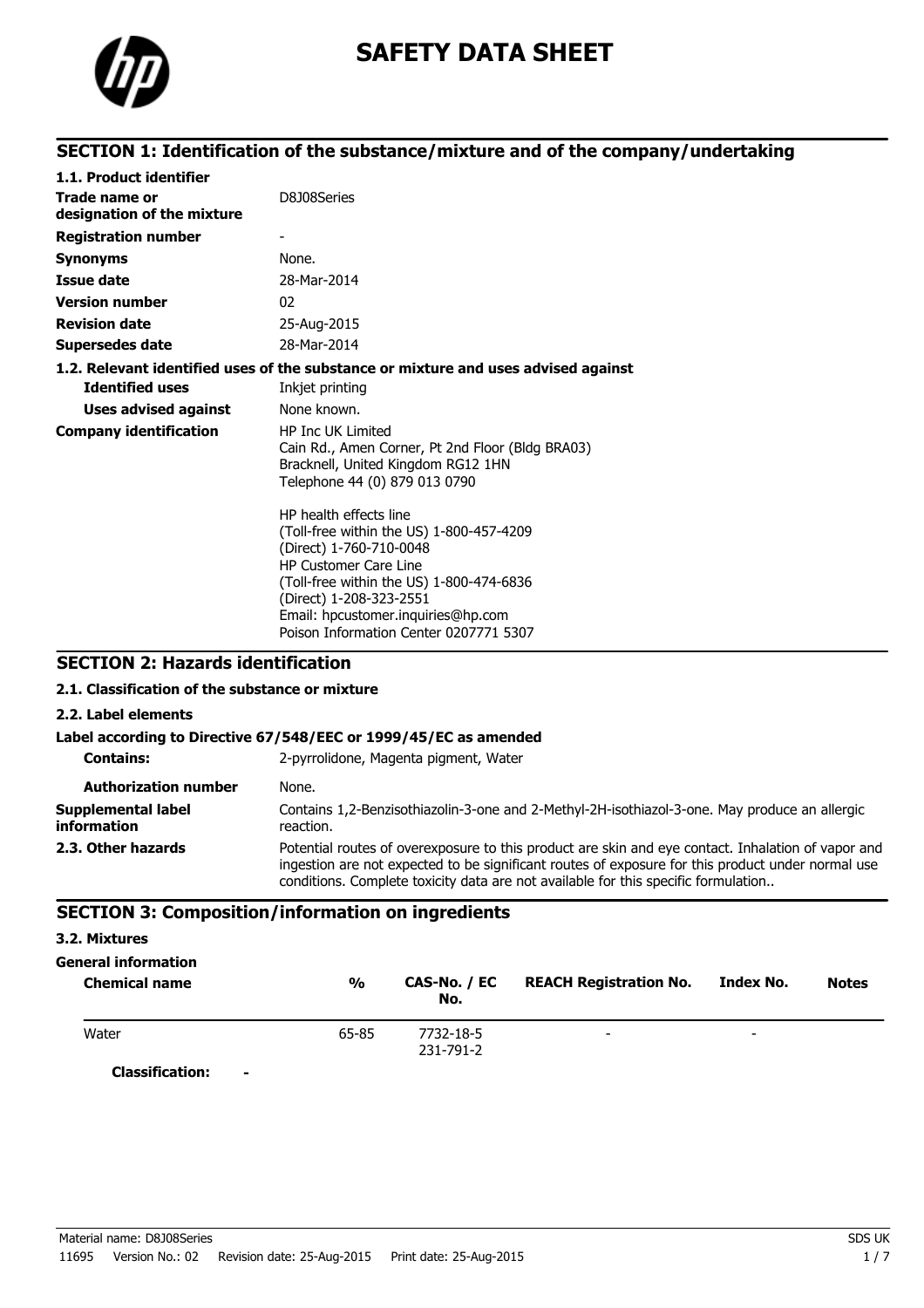# SAFETY DATA SHEET

## SECTION 1: Identification of the substance/mixture and of the company/undertaking

**1.1. Product identifier**

| | |
|---|---|
| **Trade name or designation of the mixture** | D8J08Series |
| **Registration number** | - |
| **Synonyms** | None. |
| **Issue date** | 28-Mar-2014 |
| **Version number** | 02 |
| **Revision date** | 25-Aug-2015 |
| **Supersedes date** | 28-Mar-2014 |

**1.2. Relevant identified uses of the substance or mixture and uses advised against**

| | |
|---|---|
| **Identified uses** | Inkjet printing |
| **Uses advised against** | None known. |

**Company identification**

HP Inc UK Limited
Cain Rd., Amen Corner, Pt 2nd Floor (Bldg BRA03)
Bracknell, United Kingdom RG12 1HN
Telephone 44 (0) 879 013 0790

HP health effects line
(Toll-free within the US) 1-800-457-4209
(Direct) 1-760-710-0048
HP Customer Care Line
(Toll-free within the US) 1-800-474-6836
(Direct) 1-208-323-2551
Email: hpcustomer.inquiries@hp.com
Poison Information Center 0207771 5307

## SECTION 2: Hazards identification

**2.1. Classification of the substance or mixture**

**2.2. Label elements**

**Label according to Directive 67/548/EEC or 1999/45/EC as amended**

| | |
|---|---|
| **Contains:** | 2-pyrrolidone, Magenta pigment, Water |
| **Authorization number** | None. |
| **Supplemental label information** | Contains 1,2-Benzisothiazolin-3-one and 2-Methyl-2H-isothiazol-3-one. May produce an allergic reaction. |
| **2.3. Other hazards** | Potential routes of overexposure to this product are skin and eye contact. Inhalation of vapor and ingestion are not expected to be significant routes of exposure for this product under normal use conditions. Complete toxicity data are not available for this specific formulation.. |

## SECTION 3: Composition/information on ingredients

**3.2. Mixtures**

**General information**

| Chemical name | % | CAS-No. / EC No. | REACH Registration No. | Index No. | Notes |
|---|---|---|---|---|---|
| Water | 65-85 | 7732-18-5<br>231-791-2 | - | - | |

**Classification:** -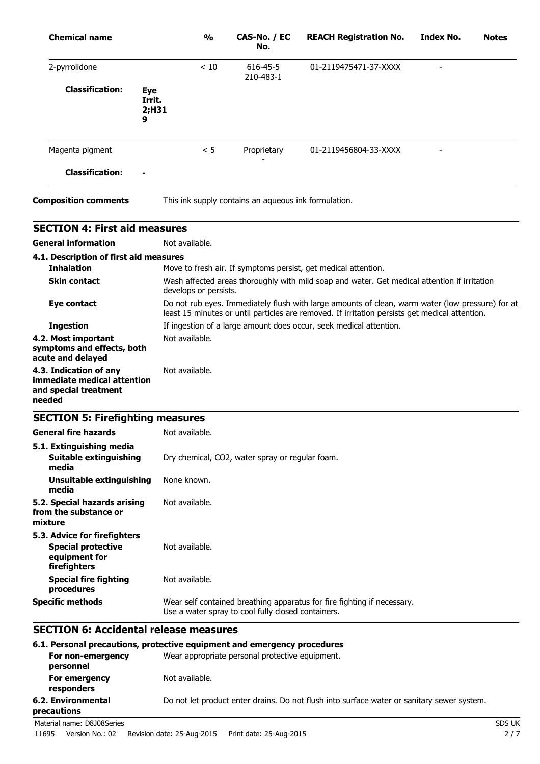| Chemical name | % | CAS-No. / EC No. | REACH Registration No. | Index No. | Notes |
|---|---|---|---|---|---|
| 2-pyrrolidone | < 10 | 616-45-5 210-483-1 | 01-2119475471-37-XXXX | - | |
| **Classification:** Eye Irrit. 2;H319 | | | | | |
| Magenta pigment | < 5 | Proprietary - | 01-2119456804-33-XXXX | - | |
| **Classification:** - | | | | | |

**Composition comments** This ink supply contains an aqueous ink formulation.

## SECTION 4: First aid measures

**General information** Not available.

**4.1. Description of first aid measures**

**Inhalation** Move to fresh air. If symptoms persist, get medical attention.

**Skin contact** Wash affected areas thoroughly with mild soap and water. Get medical attention if irritation develops or persists.

**Eye contact** Do not rub eyes. Immediately flush with large amounts of clean, warm water (low pressure) for at least 15 minutes or until particles are removed. If irritation persists get medical attention.

**Ingestion** If ingestion of a large amount does occur, seek medical attention.

**4.2. Most important symptoms and effects, both acute and delayed** Not available.

**4.3. Indication of any immediate medical attention and special treatment needed** Not available.

## SECTION 5: Firefighting measures

**General fire hazards** Not available.

**5.1. Extinguishing media**

**Suitable extinguishing media** Dry chemical, $CO_2$, water spray or regular foam.

**Unsuitable extinguishing media** None known.

**5.2. Special hazards arising from the substance or mixture** Not available.

**5.3. Advice for firefighters**

**Special protective equipment for firefighters** Not available.

**Special fire fighting procedures** Not available.

**Specific methods** Wear self contained breathing apparatus for fire fighting if necessary. Use a water spray to cool fully closed containers.

## SECTION 6: Accidental release measures

**6.1. Personal precautions, protective equipment and emergency procedures**

**For non-emergency personnel** Wear appropriate personal protective equipment.

**For emergency responders** Not available.

**6.2. Environmental precautions** Do not let product enter drains. Do not flush into surface water or sanitary sewer system.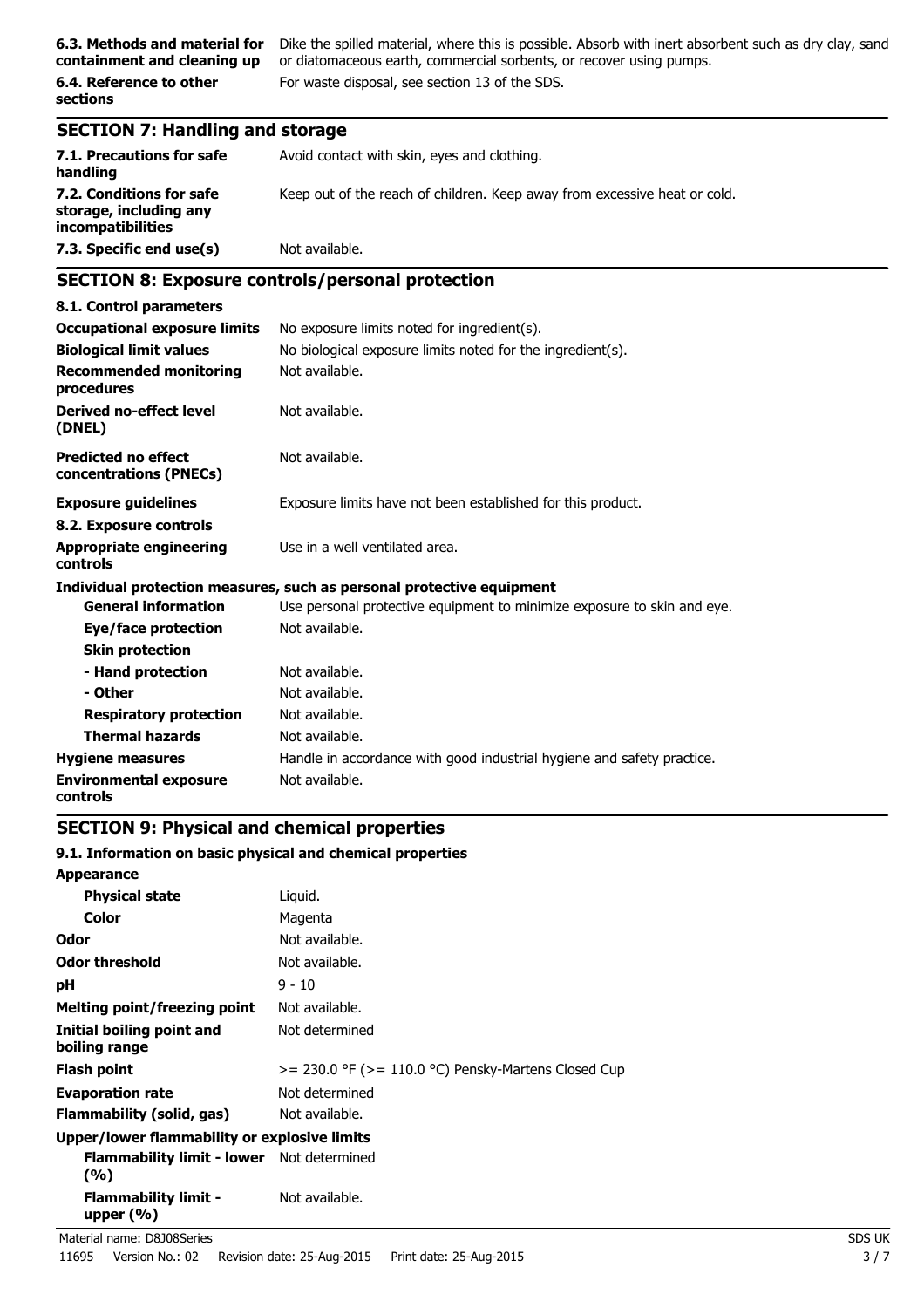| | |
|---|---|
| **6.3. Methods and material for containment and cleaning up** | Dike the spilled material, where this is possible. Absorb with inert absorbent such as dry clay, sand or diatomaceous earth, commercial sorbents, or recover using pumps. |
| **6.4. Reference to other sections** | For waste disposal, see section 13 of the SDS. |

## SECTION 7: Handling and storage

| | |
|---|---|
| **7.1. Precautions for safe handling** | Avoid contact with skin, eyes and clothing. |
| **7.2. Conditions for safe storage, including any incompatibilities** | Keep out of the reach of children. Keep away from excessive heat or cold. |
| **7.3. Specific end use(s)** | Not available. |

## SECTION 8: Exposure controls/personal protection

**8.1. Control parameters**

| | |
|---|---|
| **Occupational exposure limits** | No exposure limits noted for ingredient(s). |
| **Biological limit values** | No biological exposure limits noted for the ingredient(s). |
| **Recommended monitoring procedures** | Not available. |
| **Derived no-effect level (DNEL)** | Not available. |
| **Predicted no effect concentrations (PNECs)** | Not available. |
| **Exposure guidelines** | Exposure limits have not been established for this product. |

**8.2. Exposure controls**

| | |
|---|---|
| **Appropriate engineering controls** | Use in a well ventilated area. |

**Individual protection measures, such as personal protective equipment**

| | |
|---|---|
| **General information** | Use personal protective equipment to minimize exposure to skin and eye. |
| **Eye/face protection** | Not available. |
| **Skin protection** | |
| **- Hand protection** | Not available. |
| **- Other** | Not available. |
| **Respiratory protection** | Not available. |
| **Thermal hazards** | Not available. |
| **Hygiene measures** | Handle in accordance with good industrial hygiene and safety practice. |
| **Environmental exposure controls** | Not available. |

## SECTION 9: Physical and chemical properties

**9.1. Information on basic physical and chemical properties**

| | |
|---|---|
| **Appearance** | |
| **Physical state** | Liquid. |
| **Color** | Magenta |
| **Odor** | Not available. |
| **Odor threshold** | Not available. |
| **pH** | 9 - 10 |
| **Melting point/freezing point** | Not available. |
| **Initial boiling point and boiling range** | Not determined |
| **Flash point** | >= 230.0 °F (>= 110.0 °C) Pensky-Martens Closed Cup |
| **Evaporation rate** | Not determined |
| **Flammability (solid, gas)** | Not available. |
| **Upper/lower flammability or explosive limits** | |
| **Flammability limit - lower (%)** | Not determined |
| **Flammability limit - upper (%)** | Not available. |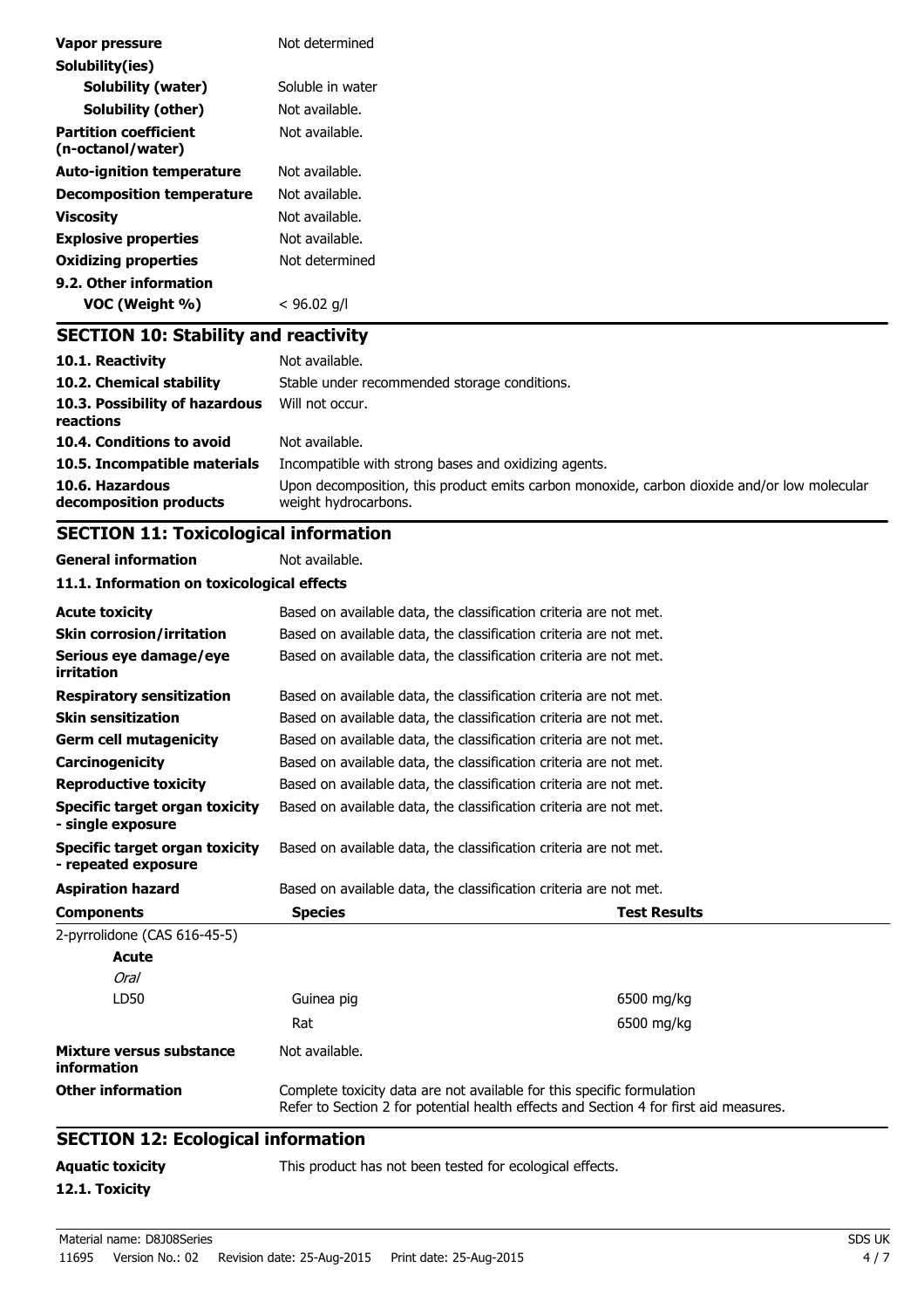| | |
|---|---|
| **Vapor pressure** | Not determined |
| **Solubility(ies)** | |
| **Solubility (water)** | Soluble in water |
| **Solubility (other)** | Not available. |
| **Partition coefficient (n-octanol/water)** | Not available. |
| **Auto-ignition temperature** | Not available. |
| **Decomposition temperature** | Not available. |
| **Viscosity** | Not available. |
| **Explosive properties** | Not available. |
| **Oxidizing properties** | Not determined |
| **9.2. Other information** | |
| **VOC (Weight %)** | < 96.02 g/l |

## SECTION 10: Stability and reactivity

| | |
|---|---|
| **10.1. Reactivity** | Not available. |
| **10.2. Chemical stability** | Stable under recommended storage conditions. |
| **10.3. Possibility of hazardous reactions** | Will not occur. |
| **10.4. Conditions to avoid** | Not available. |
| **10.5. Incompatible materials** | Incompatible with strong bases and oxidizing agents. |
| **10.6. Hazardous decomposition products** | Upon decomposition, this product emits carbon monoxide, carbon dioxide and/or low molecular weight hydrocarbons. |

## SECTION 11: Toxicological information

**General information** Not available.

### 11.1. Information on toxicological effects

| | |
|---|---|
| **Acute toxicity** | Based on available data, the classification criteria are not met. |
| **Skin corrosion/irritation** | Based on available data, the classification criteria are not met. |
| **Serious eye damage/eye irritation** | Based on available data, the classification criteria are not met. |
| **Respiratory sensitization** | Based on available data, the classification criteria are not met. |
| **Skin sensitization** | Based on available data, the classification criteria are not met. |
| **Germ cell mutagenicity** | Based on available data, the classification criteria are not met. |
| **Carcinogenicity** | Based on available data, the classification criteria are not met. |
| **Reproductive toxicity** | Based on available data, the classification criteria are not met. |
| **Specific target organ toxicity - single exposure** | Based on available data, the classification criteria are not met. |
| **Specific target organ toxicity - repeated exposure** | Based on available data, the classification criteria are not met. |
| **Aspiration hazard** | Based on available data, the classification criteria are not met. |

| **Components** | **Species** | **Test Results** |
|---|---|---|
| 2-pyrrolidone (CAS 616-45-5) | | |
| **Acute** | | |
| *Oral* | | |
| LD50 | Guinea pig | 6500 mg/kg |
| | Rat | 6500 mg/kg |

| | |
|---|---|
| **Mixture versus substance information** | Not available. |
| **Other information** | Complete toxicity data are not available for this specific formulation<br>Refer to Section 2 for potential health effects and Section 4 for first aid measures. |

## SECTION 12: Ecological information

**Aquatic toxicity** This product has not been tested for ecological effects.

**12.1. Toxicity**

Material name: D8J08Series

11695 Version No.: 02 Revision date: 25-Aug-2015 Print date: 25-Aug-2015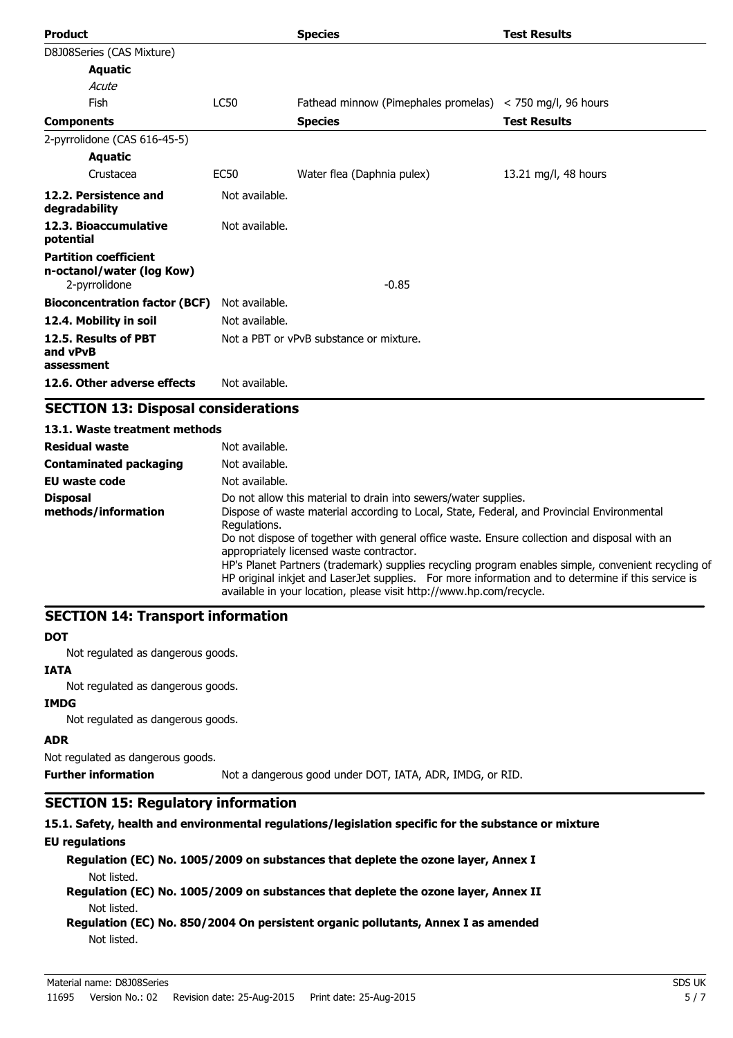| Product | | Species | Test Results |
|---|---|---|---|
| D8J08Series (CAS Mixture) | | | |
| **Aquatic** | | | |
| *Acute* | | | |
| Fish | LC50 | Fathead minnow (Pimephales promelas) | < 750 mg/l, 96 hours |
| **Components** | | **Species** | **Test Results** |
| 2-pyrrolidone (CAS 616-45-5) | | | |
| **Aquatic** | | | |
| Crustacea | EC50 | Water flea (Daphnia pulex) | 13.21 mg/l, 48 hours |

**12.2. Persistence and degradability** Not available.

**12.3. Bioaccumulative potential** Not available.

**Partition coefficient n-octanol/water (log Kow)**

2-pyrrolidone -0.85

**Bioconcentration factor (BCF)** Not available.

**12.4. Mobility in soil** Not available.

**12.5. Results of PBT and vPvB assessment** Not a PBT or vPvB substance or mixture.

**12.6. Other adverse effects** Not available.

## SECTION 13: Disposal considerations

### 13.1. Waste treatment methods

**Residual waste** Not available.

**Contaminated packaging** Not available.

**EU waste code** Not available.

**Disposal methods/information** Do not allow this material to drain into sewers/water supplies.
Dispose of waste material according to Local, State, Federal, and Provincial Environmental Regulations.
Do not dispose of together with general office waste. Ensure collection and disposal with an appropriately licensed waste contractor.
HP's Planet Partners (trademark) supplies recycling program enables simple, convenient recycling of HP original inkjet and LaserJet supplies. For more information and to determine if this service is available in your location, please visit http://www.hp.com/recycle.

## SECTION 14: Transport information

**DOT**

Not regulated as dangerous goods.

**IATA**

Not regulated as dangerous goods.

**IMDG**

Not regulated as dangerous goods.

**ADR**

Not regulated as dangerous goods.

**Further information** Not a dangerous good under DOT, IATA, ADR, IMDG, or RID.

## SECTION 15: Regulatory information

### 15.1. Safety, health and environmental regulations/legislation specific for the substance or mixture

**EU regulations**

**Regulation (EC) No. 1005/2009 on substances that deplete the ozone layer, Annex I**

Not listed.

**Regulation (EC) No. 1005/2009 on substances that deplete the ozone layer, Annex II**

Not listed.

**Regulation (EC) No. 850/2004 On persistent organic pollutants, Annex I as amended**

Not listed.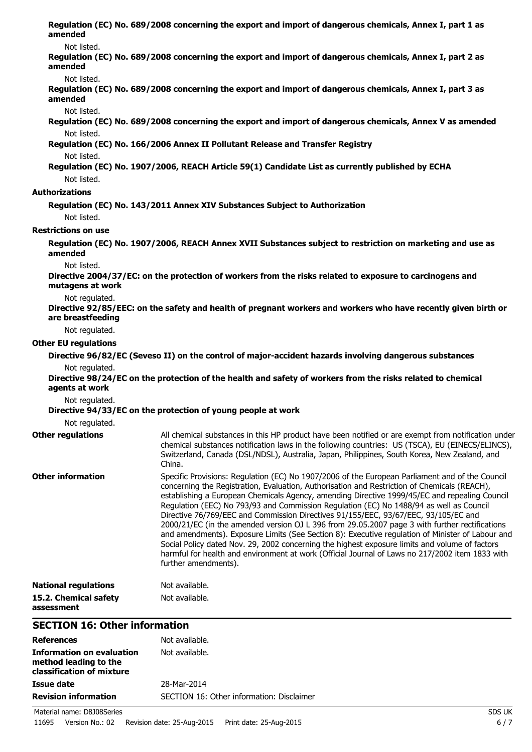**Regulation (EC) No. 689/2008 concerning the export and import of dangerous chemicals, Annex I, part 1 as amended**

Not listed.

**Regulation (EC) No. 689/2008 concerning the export and import of dangerous chemicals, Annex I, part 2 as amended**

Not listed.

**Regulation (EC) No. 689/2008 concerning the export and import of dangerous chemicals, Annex I, part 3 as amended**

Not listed.

**Regulation (EC) No. 689/2008 concerning the export and import of dangerous chemicals, Annex V as amended**

Not listed.

**Regulation (EC) No. 166/2006 Annex II Pollutant Release and Transfer Registry**

Not listed.

**Regulation (EC) No. 1907/2006, REACH Article 59(1) Candidate List as currently published by ECHA**

Not listed.

**Authorizations**

**Regulation (EC) No. 143/2011 Annex XIV Substances Subject to Authorization**

Not listed.

**Restrictions on use**

**Regulation (EC) No. 1907/2006, REACH Annex XVII Substances subject to restriction on marketing and use as amended**

Not listed.

**Directive 2004/37/EC: on the protection of workers from the risks related to exposure to carcinogens and mutagens at work**

Not regulated.

**Directive 92/85/EEC: on the safety and health of pregnant workers and workers who have recently given birth or are breastfeeding**

Not regulated.

**Other EU regulations**

**Directive 96/82/EC (Seveso II) on the control of major-accident hazards involving dangerous substances**

Not regulated.

**Directive 98/24/EC on the protection of the health and safety of workers from the risks related to chemical agents at work**

Not regulated.

**Directive 94/33/EC on the protection of young people at work**

Not regulated.

**Other regulations** — All chemical substances in this HP product have been notified or are exempt from notification under chemical substances notification laws in the following countries: US (TSCA), EU (EINECS/ELINCS), Switzerland, Canada (DSL/NDSL), Australia, Japan, Philippines, South Korea, New Zealand, and China.

**Other information** — Specific Provisions: Regulation (EC) No 1907/2006 of the European Parliament and of the Council concerning the Registration, Evaluation, Authorisation and Restriction of Chemicals (REACH), establishing a European Chemicals Agency, amending Directive 1999/45/EC and repealing Council Regulation (EEC) No 793/93 and Commission Regulation (EC) No 1488/94 as well as Council Directive 76/769/EEC and Commission Directives 91/155/EEC, 93/67/EEC, 93/105/EC and 2000/21/EC (in the amended version OJ L 396 from 29.05.2007 page 3 with further rectifications and amendments). Exposure Limits (See Section 8): Executive regulation of Minister of Labour and Social Policy dated Nov. 29, 2002 concerning the highest exposure limits and volume of factors harmful for health and environment at work (Official Journal of Laws no 217/2002 item 1833 with further amendments).

**National regulations** — Not available.

**15.2. Chemical safety assessment** — Not available.

## SECTION 16: Other information

| | |
|---|---|
| **References** | Not available. |
| **Information on evaluation method leading to the classification of mixture** | Not available. |
| **Issue date** | 28-Mar-2014 |
| **Revision information** | SECTION 16: Other information: Disclaimer |

Material name: D8J08Series

11695 Version No.: 02 Revision date: 25-Aug-2015 Print date: 25-Aug-2015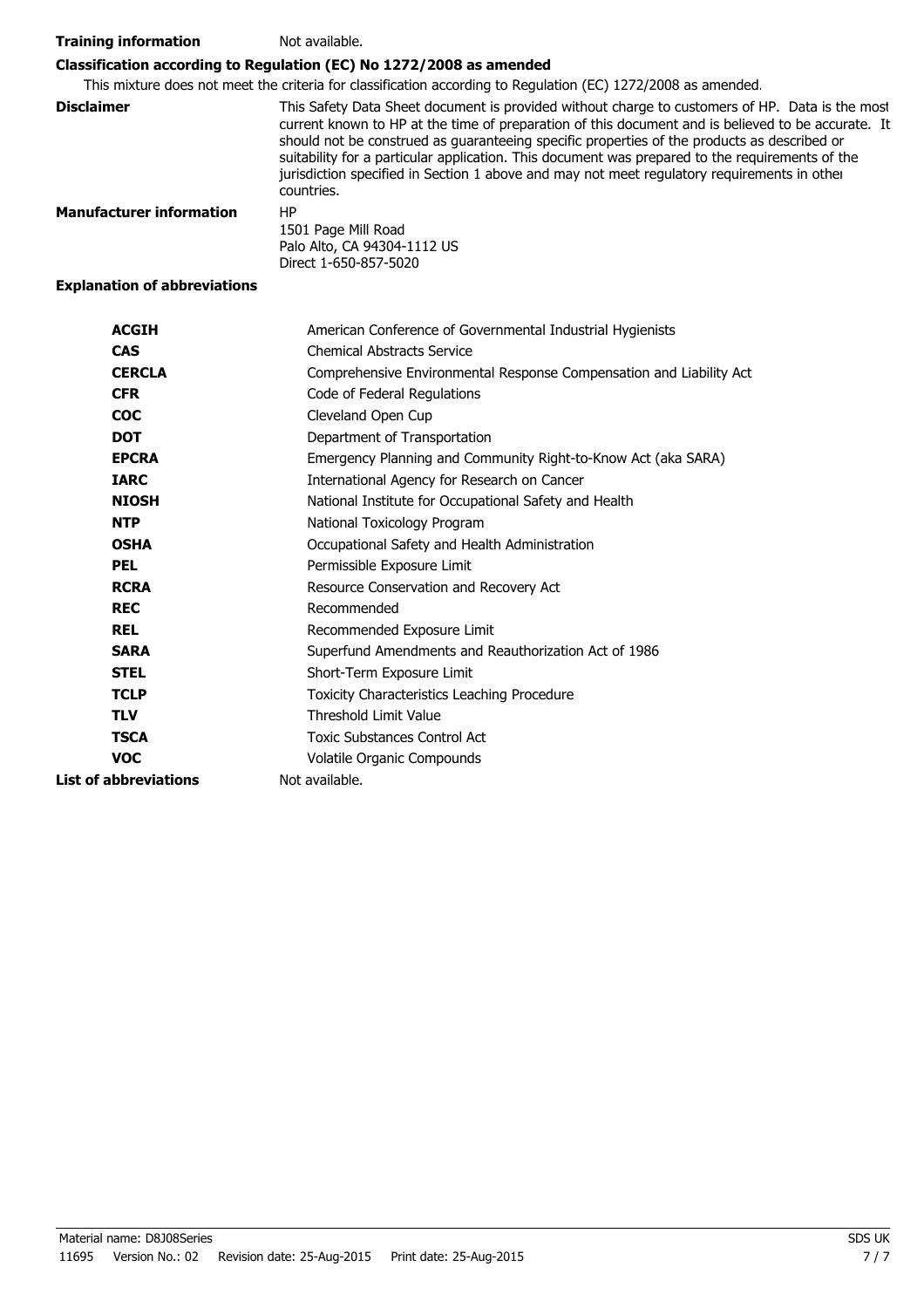**Training information** Not available.

**Classification according to Regulation (EC) No 1272/2008 as amended**

This mixture does not meet the criteria for classification according to Regulation (EC) 1272/2008 as amended.

**Disclaimer** This Safety Data Sheet document is provided without charge to customers of HP. Data is the most current known to HP at the time of preparation of this document and is believed to be accurate. It should not be construed as guaranteeing specific properties of the products as described or suitability for a particular application. This document was prepared to the requirements of the jurisdiction specified in Section 1 above and may not meet regulatory requirements in other countries.

**Manufacturer information** HP
1501 Page Mill Road
Palo Alto, CA 94304-1112 US
Direct 1-650-857-5020

**Explanation of abbreviations**

| | |
|---|---|
| **ACGIH** | American Conference of Governmental Industrial Hygienists |
| **CAS** | Chemical Abstracts Service |
| **CERCLA** | Comprehensive Environmental Response Compensation and Liability Act |
| **CFR** | Code of Federal Regulations |
| **COC** | Cleveland Open Cup |
| **DOT** | Department of Transportation |
| **EPCRA** | Emergency Planning and Community Right-to-Know Act (aka SARA) |
| **IARC** | International Agency for Research on Cancer |
| **NIOSH** | National Institute for Occupational Safety and Health |
| **NTP** | National Toxicology Program |
| **OSHA** | Occupational Safety and Health Administration |
| **PEL** | Permissible Exposure Limit |
| **RCRA** | Resource Conservation and Recovery Act |
| **REC** | Recommended |
| **REL** | Recommended Exposure Limit |
| **SARA** | Superfund Amendments and Reauthorization Act of 1986 |
| **STEL** | Short-Term Exposure Limit |
| **TCLP** | Toxicity Characteristics Leaching Procedure |
| **TLV** | Threshold Limit Value |
| **TSCA** | Toxic Substances Control Act |
| **VOC** | Volatile Organic Compounds |

**List of abbreviations** Not available.